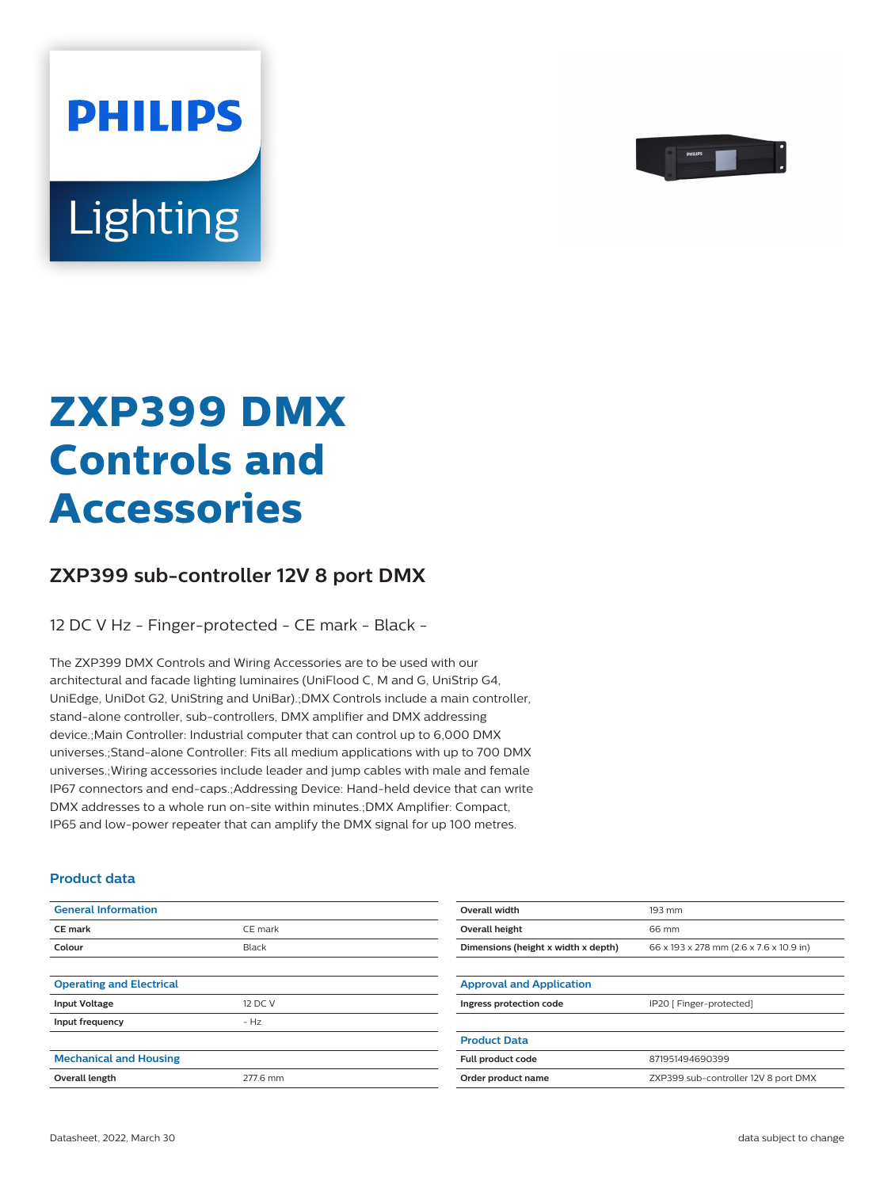# ZXP399 DMX Controls and Accessories

## ZXP399 sub-controller 12V 8 port DMX

12 DC V Hz - Finger-protected - CE mark - Black -

The ZXP399 DMX Controls and Wiring Accessories are to be used with our architectural and facade lighting luminaires (UniFlood C, M and G, UniStrip G4, UniEdge, UniDot G2, UniString and UniBar).;DMX Controls include a main controller, stand-alone controller, sub-controllers, DMX amplifier and DMX addressing device.;Main Controller: Industrial computer that can control up to 6,000 DMX universes.;Stand-alone Controller: Fits all medium applications with up to 700 DMX universes.;Wiring accessories include leader and jump cables with male and female IP67 connectors and end-caps.;Addressing Device: Hand-held device that can write DMX addresses to a whole run on-site within minutes.;DMX Amplifier: Compact, IP65 and low-power repeater that can amplify the DMX signal for up 100 metres.

### Product data

| General Information | |
|---|---|
| CE mark | CE mark |
| Colour | Black |

| Operating and Electrical | |
|---|---|
| Input Voltage | 12 DC V |
| Input frequency | - Hz |

| Mechanical and Housing | |
|---|---|
| Overall length | 277.6 mm |
| Overall width | 193 mm |
| Overall height | 66 mm |
| Dimensions (height x width x depth) | 66 x 193 x 278 mm (2.6 x 7.6 x 10.9 in) |

| Approval and Application | |
|---|---|
| Ingress protection code | IP20 [ Finger-protected] |

| Product Data | |
|---|---|
| Full product code | 871951494690399 |
| Order product name | ZXP399 sub-controller 12V 8 port DMX |

Datasheet, 2022, March 30

data subject to change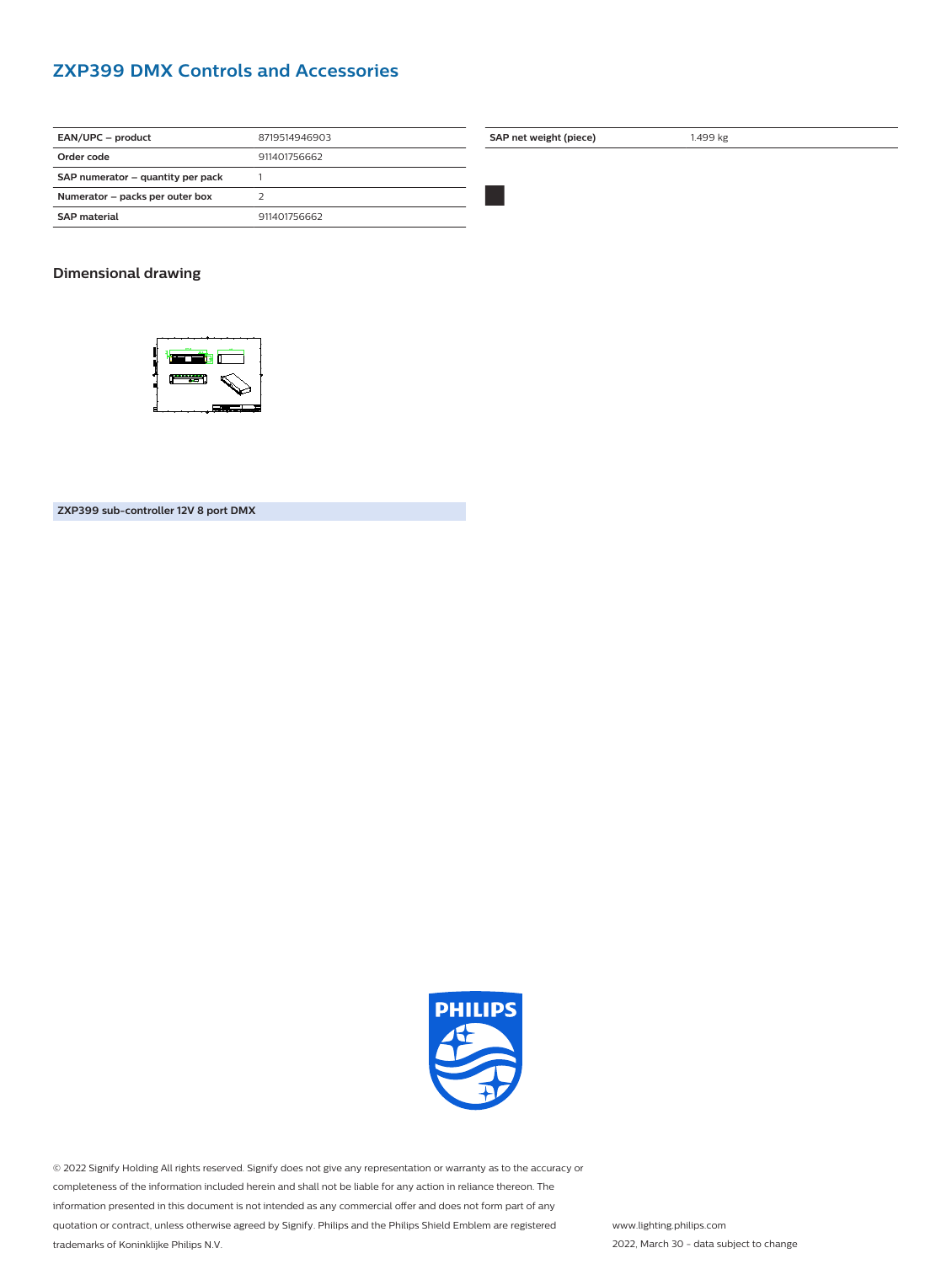## ZXP399 DMX Controls and Accessories

| | |
|---|---|
| EAN/UPC – product | 8719514946903 |
| Order code | 911401756662 |
| SAP numerator – quantity per pack | 1 |
| Numerator – packs per outer box | 2 |
| SAP material | 911401756662 |

| | |
|---|---|
| SAP net weight (piece) | 1.499 kg |

### Dimensional drawing

**ZXP399 sub-controller 12V 8 port DMX**

© 2022 Signify Holding All rights reserved. Signify does not give any representation or warranty as to the accuracy or completeness of the information included herein and shall not be liable for any action in reliance thereon. The information presented in this document is not intended as any commercial offer and does not form part of any quotation or contract, unless otherwise agreed by Signify. Philips and the Philips Shield Emblem are registered trademarks of Koninklijke Philips N.V.

www.lighting.philips.com

2022, March 30 - data subject to change